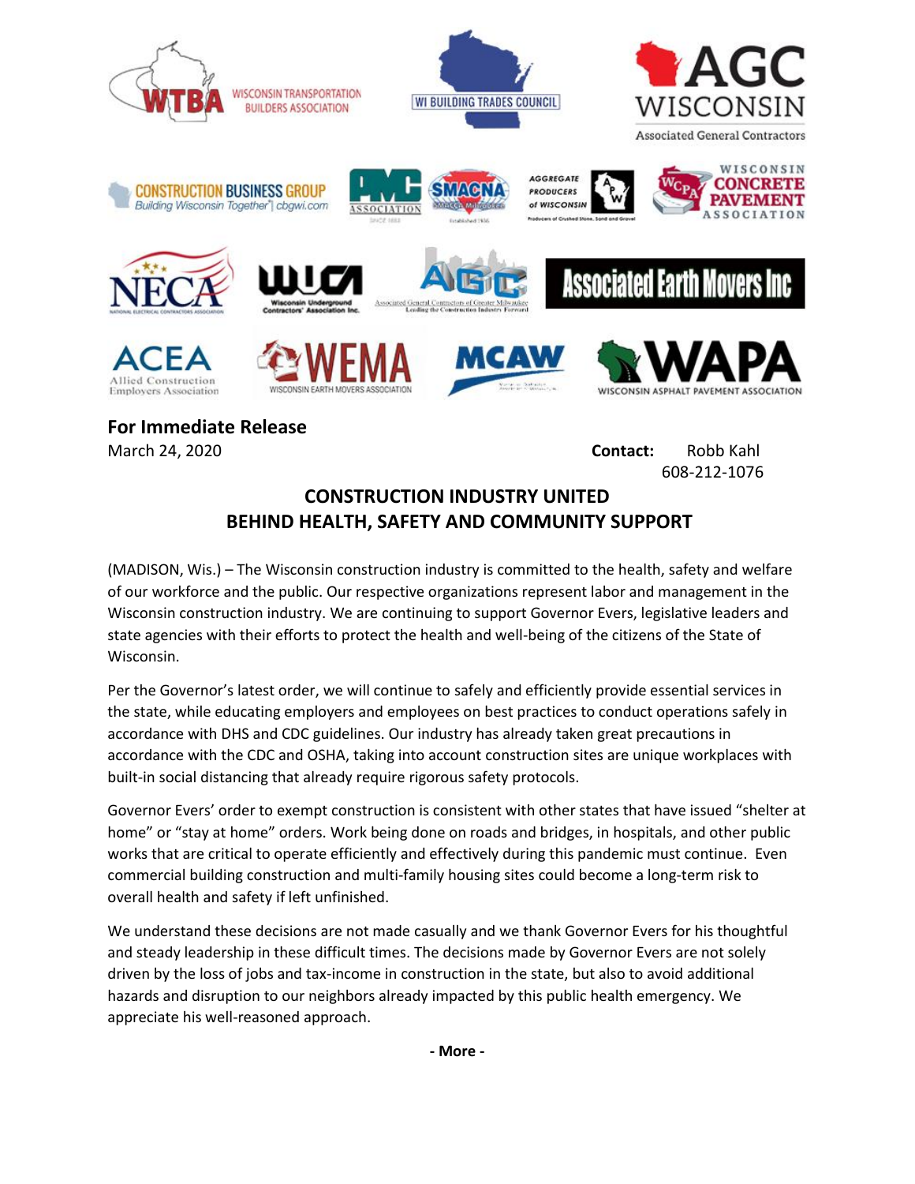**For Immediate Release**

March 24, 2020

**Contact:** Robb Kahl
608-212-1076

## CONSTRUCTION INDUSTRY UNITED BEHIND HEALTH, SAFETY AND COMMUNITY SUPPORT

(MADISON, Wis.) – The Wisconsin construction industry is committed to the health, safety and welfare of our workforce and the public. Our respective organizations represent labor and management in the Wisconsin construction industry. We are continuing to support Governor Evers, legislative leaders and state agencies with their efforts to protect the health and well-being of the citizens of the State of Wisconsin.

Per the Governor's latest order, we will continue to safely and efficiently provide essential services in the state, while educating employers and employees on best practices to conduct operations safely in accordance with DHS and CDC guidelines. Our industry has already taken great precautions in accordance with the CDC and OSHA, taking into account construction sites are unique workplaces with built-in social distancing that already require rigorous safety protocols.

Governor Evers' order to exempt construction is consistent with other states that have issued "shelter at home" or "stay at home" orders. Work being done on roads and bridges, in hospitals, and other public works that are critical to operate efficiently and effectively during this pandemic must continue. Even commercial building construction and multi-family housing sites could become a long-term risk to overall health and safety if left unfinished.

We understand these decisions are not made casually and we thank Governor Evers for his thoughtful and steady leadership in these difficult times. The decisions made by Governor Evers are not solely driven by the loss of jobs and tax-income in construction in the state, but also to avoid additional hazards and disruption to our neighbors already impacted by this public health emergency. We appreciate his well-reasoned approach.

**- More -**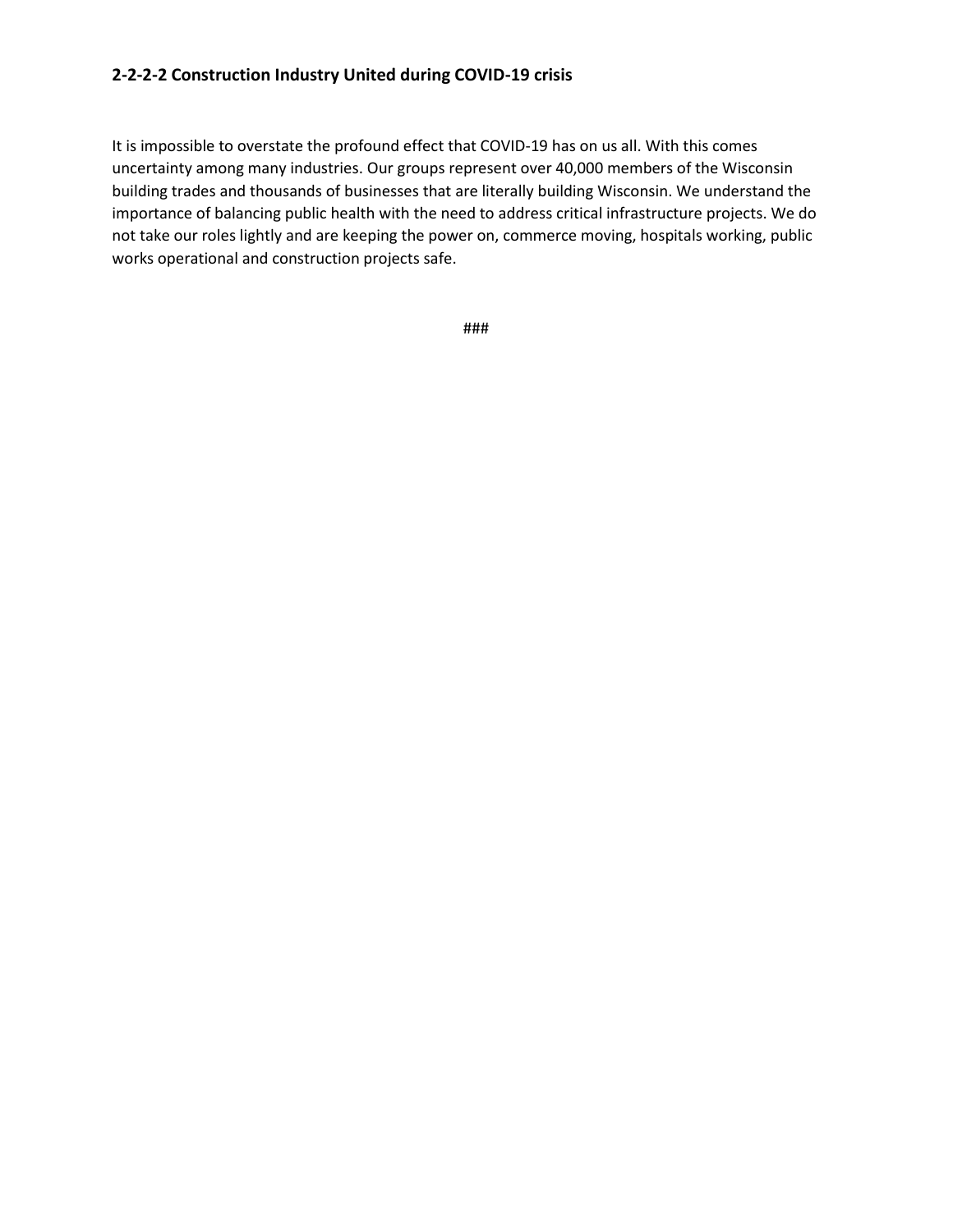**2-2-2-2 Construction Industry United during COVID-19 crisis**

It is impossible to overstate the profound effect that COVID-19 has on us all. With this comes uncertainty among many industries. Our groups represent over 40,000 members of the Wisconsin building trades and thousands of businesses that are literally building Wisconsin. We understand the importance of balancing public health with the need to address critical infrastructure projects. We do not take our roles lightly and are keeping the power on, commerce moving, hospitals working, public works operational and construction projects safe.

###